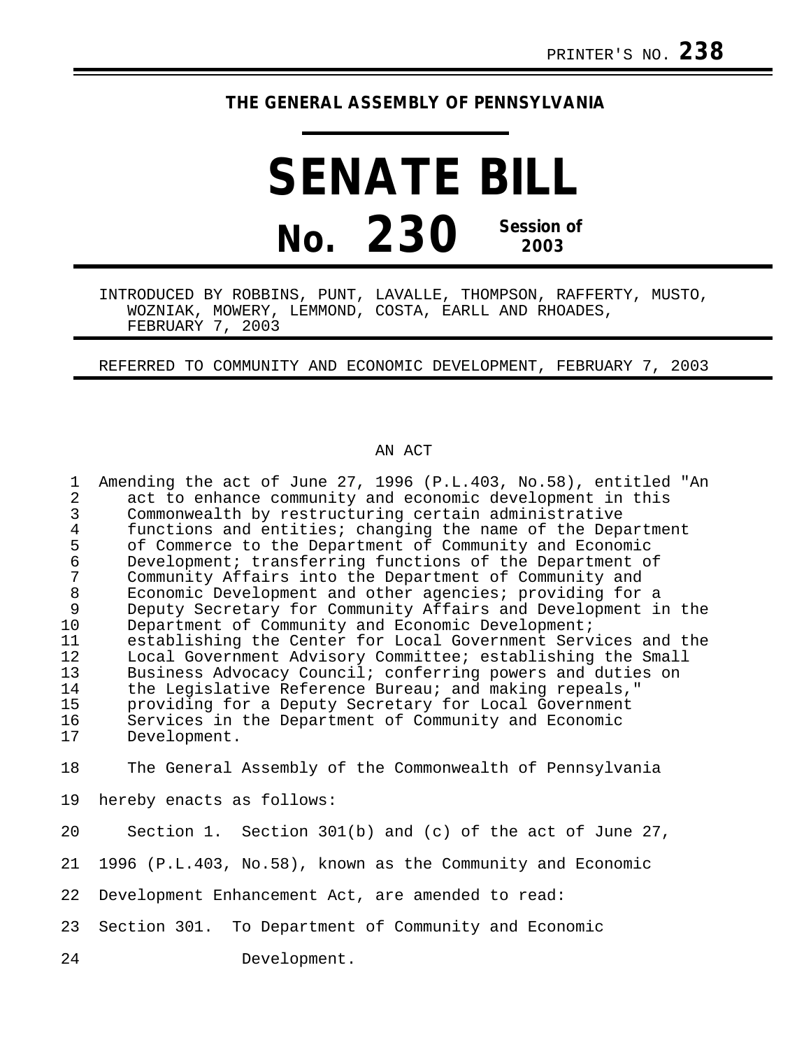PRINTER'S NO. **238**

# THE GENERAL ASSEMBLY OF PENNSYLVANIA

# SENATE BILL

## No. 230 Session of 2003

INTRODUCED BY ROBBINS, PUNT, LAVALLE, THOMPSON, RAFFERTY, MUSTO, WOZNIAK, MOWERY, LEMMOND, COSTA, EARLL AND RHOADES, FEBRUARY 7, 2003

REFERRED TO COMMUNITY AND ECONOMIC DEVELOPMENT, FEBRUARY 7, 2003

AN ACT

Amending the act of June 27, 1996 (P.L.403, No.58), entitled "An act to enhance community and economic development in this Commonwealth by restructuring certain administrative functions and entities; changing the name of the Department of Commerce to the Department of Community and Economic Development; transferring functions of the Department of Community Affairs into the Department of Community and Economic Development and other agencies; providing for a Deputy Secretary for Community Affairs and Development in the Department of Community and Economic Development; establishing the Center for Local Government Services and the Local Government Advisory Committee; establishing the Small Business Advocacy Council; conferring powers and duties on the Legislative Reference Bureau; and making repeals," providing for a Deputy Secretary for Local Government Services in the Department of Community and Economic Development.

The General Assembly of the Commonwealth of Pennsylvania hereby enacts as follows:

Section 1. Section 301(b) and (c) of the act of June 27, 1996 (P.L.403, No.58), known as the Community and Economic Development Enhancement Act, are amended to read:

Section 301. To Department of Community and Economic Development.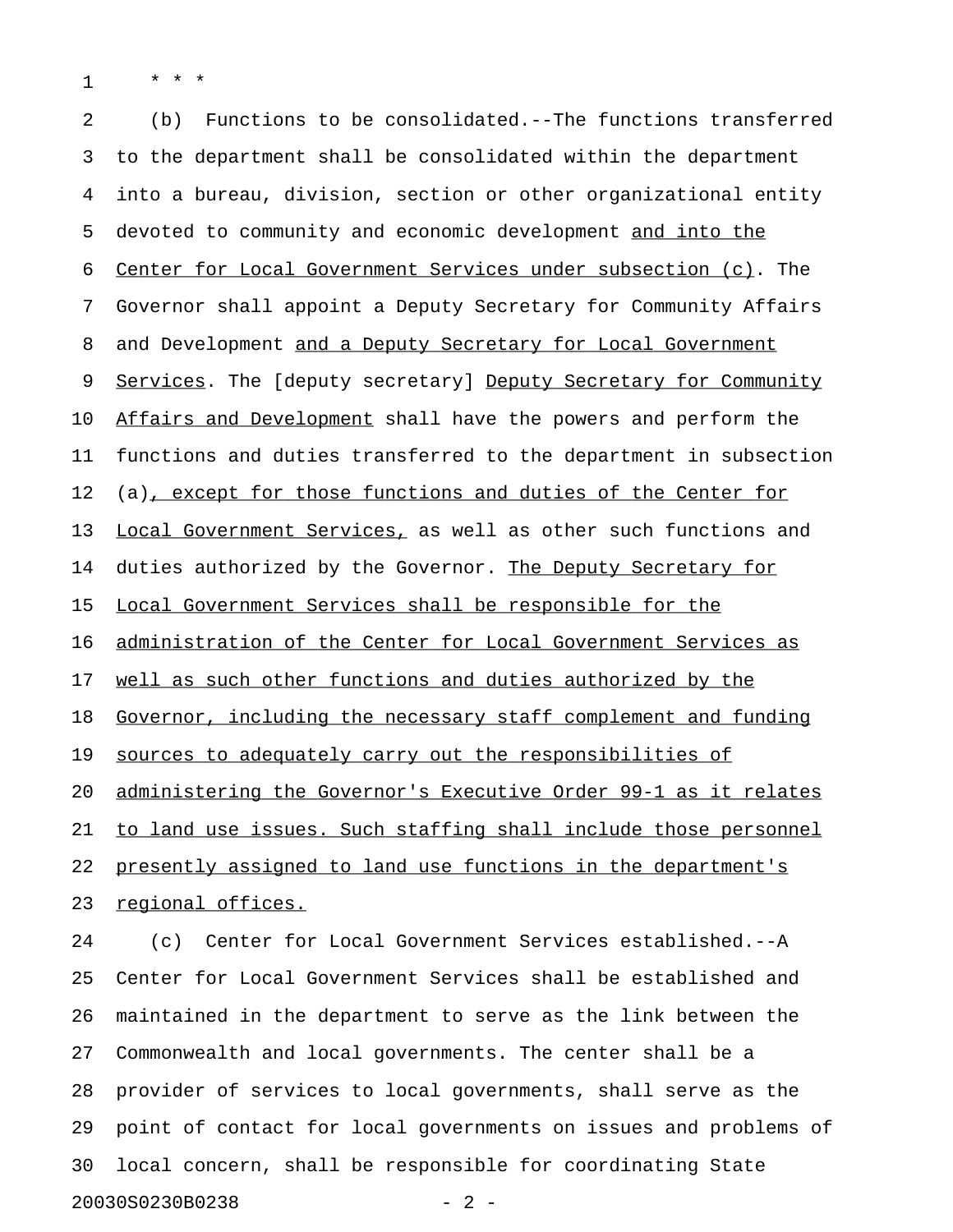\* \* \*

(b) Functions to be consolidated.--The functions transferred to the department shall be consolidated within the department into a bureau, division, section or other organizational entity devoted to community and economic development <u>and into the Center for Local Government Services under subsection (c)</u>. The Governor shall appoint a Deputy Secretary for Community Affairs and Development <u>and a Deputy Secretary for Local Government Services</u>. The [deputy secretary] <u>Deputy Secretary for Community Affairs and Development</u> shall have the powers and perform the functions and duties transferred to the department in subsection (a)<u>, except for those functions and duties of the Center for Local Government Services,</u> as well as other such functions and duties authorized by the Governor. <u>The Deputy Secretary for Local Government Services shall be responsible for the administration of the Center for Local Government Services as well as such other functions and duties authorized by the Governor, including the necessary staff complement and funding sources to adequately carry out the responsibilities of administering the Governor's Executive Order 99-1 as it relates to land use issues. Such staffing shall include those personnel presently assigned to land use functions in the department's regional offices.</u>

(c) Center for Local Government Services established.--A Center for Local Government Services shall be established and maintained in the department to serve as the link between the Commonwealth and local governments. The center shall be a provider of services to local governments, shall serve as the point of contact for local governments on issues and problems of local concern, shall be responsible for coordinating State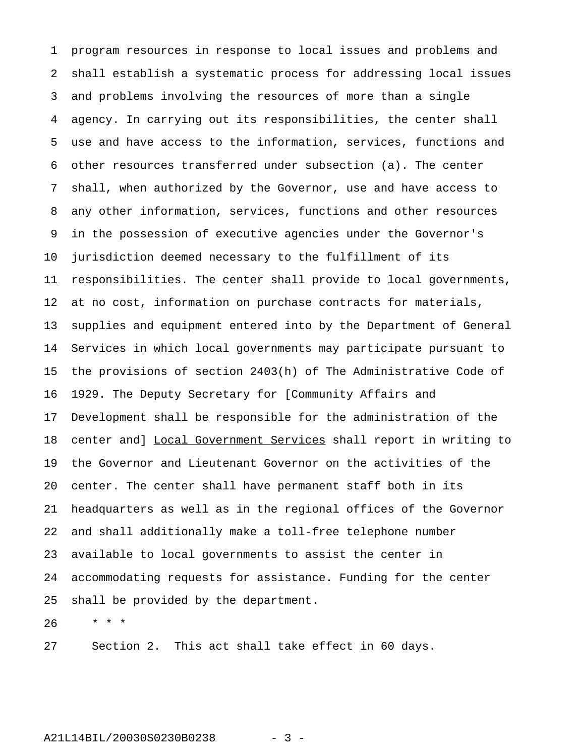program resources in response to local issues and problems and shall establish a systematic process for addressing local issues and problems involving the resources of more than a single agency. In carrying out its responsibilities, the center shall use and have access to the information, services, functions and other resources transferred under subsection (a). The center shall, when authorized by the Governor, use and have access to any other information, services, functions and other resources in the possession of executive agencies under the Governor's jurisdiction deemed necessary to the fulfillment of its responsibilities. The center shall provide to local governments, at no cost, information on purchase contracts for materials, supplies and equipment entered into by the Department of General Services in which local governments may participate pursuant to the provisions of section 2403(h) of The Administrative Code of 1929. The Deputy Secretary for [Community Affairs and Development shall be responsible for the administration of the center and] <u>Local Government Services</u> shall report in writing to the Governor and Lieutenant Governor on the activities of the center. The center shall have permanent staff both in its headquarters as well as in the regional offices of the Governor and shall additionally make a toll-free telephone number available to local governments to assist the center in accommodating requests for assistance. Funding for the center shall be provided by the department.

* * *

Section 2. This act shall take effect in 60 days.